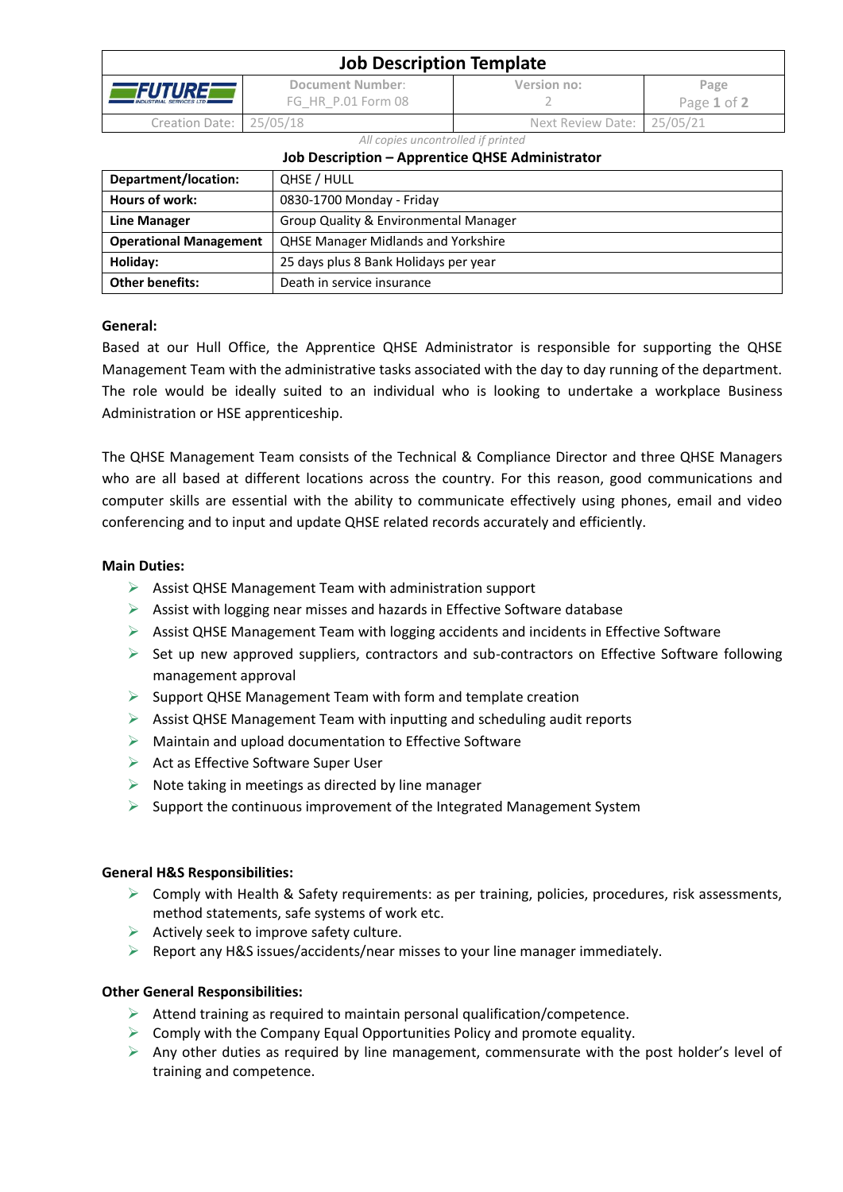# Job Description Template

| | Document Number: | Version no: | Page |
|---|---|---|---|
| FUTURE INDUSTRIAL SERVICES LTD | FG_HR_P.01 Form 08 | 2 | Page 1 of 2 |
| Creation Date: | 25/05/18 | Next Review Date: | 25/05/21 |

*All copies uncontrolled if printed*

## Job Description – Apprentice QHSE Administrator

| | |
|---|---|
| **Department/location:** | QHSE / HULL |
| **Hours of work:** | 0830-1700 Monday - Friday |
| **Line Manager** | Group Quality & Environmental Manager |
| **Operational Management** | QHSE Manager Midlands and Yorkshire |
| **Holiday:** | 25 days plus 8 Bank Holidays per year |
| **Other benefits:** | Death in service insurance |

**General:**

Based at our Hull Office, the Apprentice QHSE Administrator is responsible for supporting the QHSE Management Team with the administrative tasks associated with the day to day running of the department. The role would be ideally suited to an individual who is looking to undertake a workplace Business Administration or HSE apprenticeship.

The QHSE Management Team consists of the Technical & Compliance Director and three QHSE Managers who are all based at different locations across the country. For this reason, good communications and computer skills are essential with the ability to communicate effectively using phones, email and video conferencing and to input and update QHSE related records accurately and efficiently.

**Main Duties:**

- Assist QHSE Management Team with administration support
- Assist with logging near misses and hazards in Effective Software database
- Assist QHSE Management Team with logging accidents and incidents in Effective Software
- Set up new approved suppliers, contractors and sub-contractors on Effective Software following management approval
- Support QHSE Management Team with form and template creation
- Assist QHSE Management Team with inputting and scheduling audit reports
- Maintain and upload documentation to Effective Software
- Act as Effective Software Super User
- Note taking in meetings as directed by line manager
- Support the continuous improvement of the Integrated Management System

**General H&S Responsibilities:**

- Comply with Health & Safety requirements: as per training, policies, procedures, risk assessments, method statements, safe systems of work etc.
- Actively seek to improve safety culture.
- Report any H&S issues/accidents/near misses to your line manager immediately.

**Other General Responsibilities:**

- Attend training as required to maintain personal qualification/competence.
- Comply with the Company Equal Opportunities Policy and promote equality.
- Any other duties as required by line management, commensurate with the post holder's level of training and competence.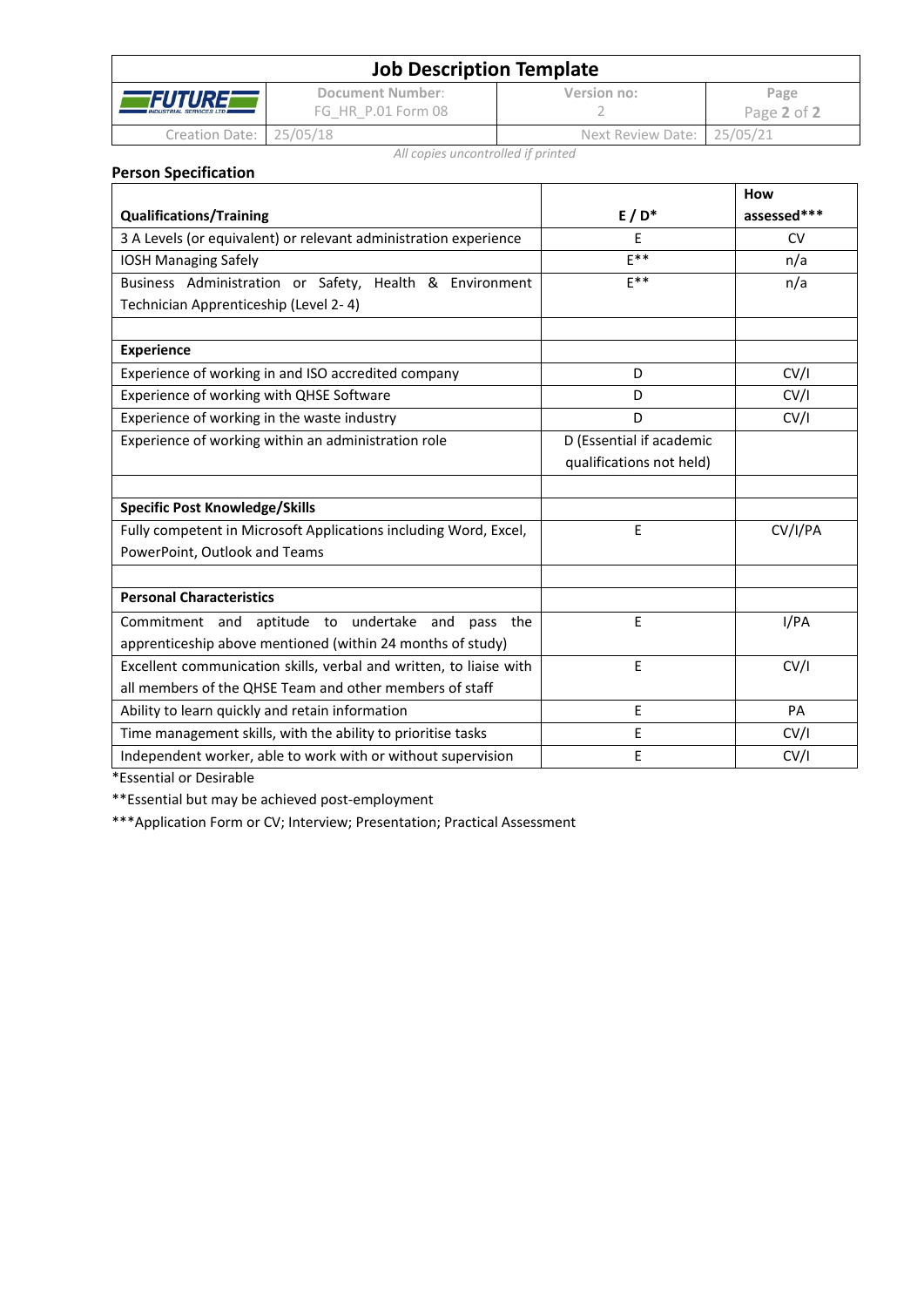**Person Specification**

| Qualifications/Training | E / D* | How assessed*** |
|---|---|---|
| 3 A Levels (or equivalent) or relevant administration experience | E | CV |
| IOSH Managing Safely | E** | n/a |
| Business Administration or Safety, Health & Environment Technician Apprenticeship (Level 2- 4) | E** | n/a |
| | | |
| **Experience** | | |
| Experience of working in and ISO accredited company | D | CV/I |
| Experience of working with QHSE Software | D | CV/I |
| Experience of working in the waste industry | D | CV/I |
| Experience of working within an administration role | D (Essential if academic qualifications not held) | |
| | | |
| **Specific Post Knowledge/Skills** | | |
| Fully competent in Microsoft Applications including Word, Excel, PowerPoint, Outlook and Teams | E | CV/I/PA |
| | | |
| **Personal Characteristics** | | |
| Commitment and aptitude to undertake and pass the apprenticeship above mentioned (within 24 months of study) | E | I/PA |
| Excellent communication skills, verbal and written, to liaise with all members of the QHSE Team and other members of staff | E | CV/I |
| Ability to learn quickly and retain information | E | PA |
| Time management skills, with the ability to prioritise tasks | E | CV/I |
| Independent worker, able to work with or without supervision | E | CV/I |

*Essential or Desirable

**Essential but may be achieved post-employment

***Application Form or CV; Interview; Presentation; Practical Assessment